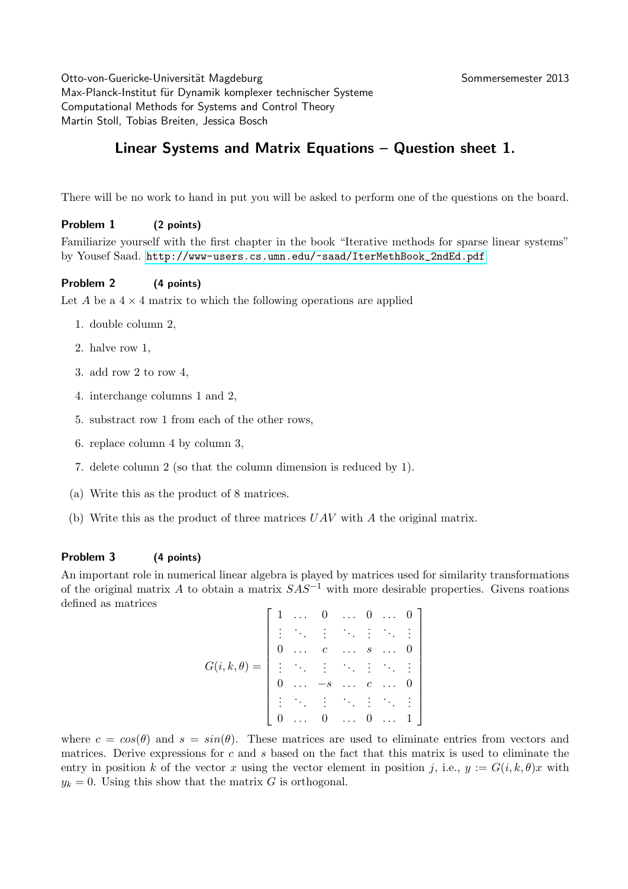Otto-von-Guericke-Universität Magdeburg | Sommersemester 2013

Max-Planck-Institut für Dynamik komplexer technischer Systeme

Computational Methods for Systems and Control Theory

Martin Stoll, Tobias Breiten, Jessica Bosch

# Linear Systems and Matrix Equations – Question sheet 1.

There will be no work to hand in put you will be asked to perform one of the questions on the board.

### Problem 1 (2 points)

Familiarize yourself with the first chapter in the book "Iterative methods for sparse linear systems" by Yousef Saad. http://www-users.cs.umn.edu/~saad/IterMethBook_2ndEd.pdf

### Problem 2 (4 points)

Let $A$ be a $4 \times 4$ matrix to which the following operations are applied

1. double column 2,
2. halve row 1,
3. add row 2 to row 4,
4. interchange columns 1 and 2,
5. substract row 1 from each of the other rows,
6. replace column 4 by column 3,
7. delete column 2 (so that the column dimension is reduced by 1).

(a) Write this as the product of 8 matrices.

(b) Write this as the product of three matrices $UAV$ with $A$ the original matrix.

### Problem 3 (4 points)

An important role in numerical linear algebra is played by matrices used for similarity transformations of the original matrix $A$ to obtain a matrix $SAS^{-1}$ with more desirable properties. Givens roations defined as matrices

$$
G(i,k,\theta) = \begin{bmatrix} 1 & \dots & 0 & \dots & 0 & \dots & 0 \\ \vdots & \ddots & \vdots & \ddots & \vdots & \ddots & \vdots \\ 0 & \dots & c & \dots & s & \dots & 0 \\ \vdots & \ddots & \vdots & \ddots & \vdots & \ddots & \vdots \\ 0 & \dots & -s & \dots & c & \dots & 0 \\ \vdots & \ddots & \vdots & \ddots & \vdots & \ddots & \vdots \\ 0 & \dots & 0 & \dots & 0 & \dots & 1 \end{bmatrix}
$$

where $c = cos(\theta)$ and $s = sin(\theta)$. These matrices are used to eliminate entries from vectors and matrices. Derive expressions for $c$ and $s$ based on the fact that this matrix is used to eliminate the entry in position $k$ of the vector $x$ using the vector element in position $j$, i.e., $y := G(i,k,\theta)x$ with $y_k = 0$. Using this show that the matrix $G$ is orthogonal.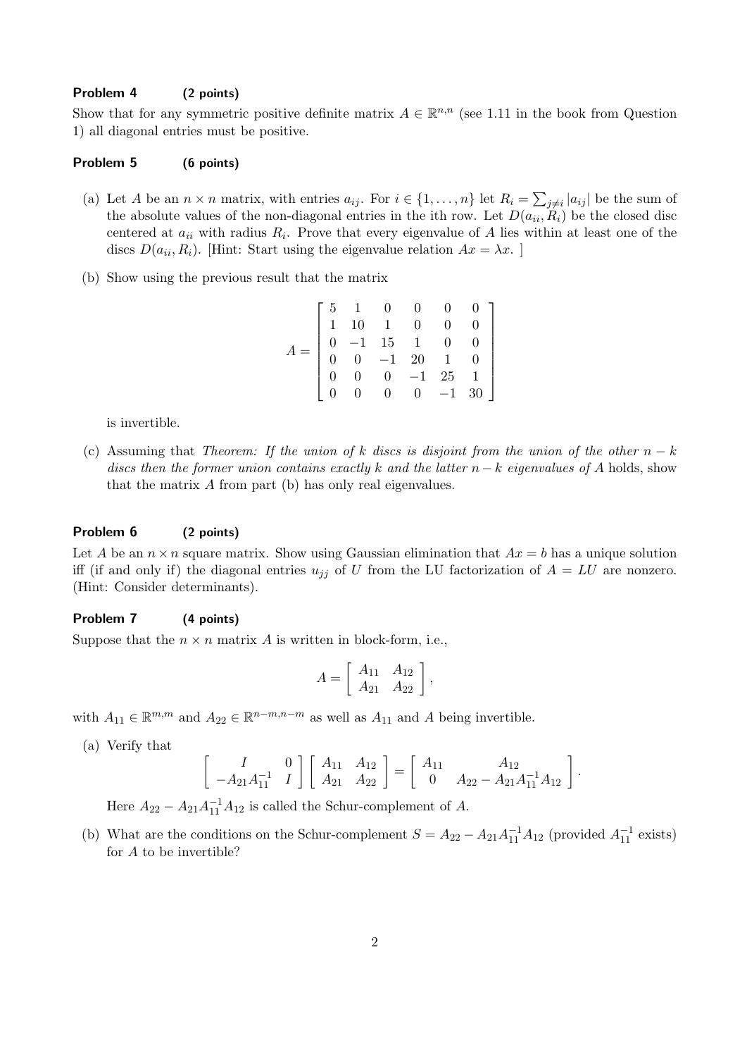**Problem 4** **(2 points)**

Show that for any symmetric positive definite matrix $A \in \mathbb{R}^{n,n}$ (see 1.11 in the book from Question 1) all diagonal entries must be positive.

**Problem 5** **(6 points)**

(a) Let $A$ be an $n \times n$ matrix, with entries $a_{ij}$. For $i \in \{1, \ldots, n\}$ let $R_i = \sum_{j \neq i} |a_{ij}|$ be the sum of the absolute values of the non-diagonal entries in the ith row. Let $D(a_{ii}, R_i)$ be the closed disc centered at $a_{ii}$ with radius $R_i$. Prove that every eigenvalue of $A$ lies within at least one of the discs $D(a_{ii}, R_i)$. [Hint: Start using the eigenvalue relation $Ax = \lambda x$. ]

(b) Show using the previous result that the matrix

$$A = \begin{bmatrix} 5 & 1 & 0 & 0 & 0 & 0 \\ 1 & 10 & 1 & 0 & 0 & 0 \\ 0 & -1 & 15 & 1 & 0 & 0 \\ 0 & 0 & -1 & 20 & 1 & 0 \\ 0 & 0 & 0 & -1 & 25 & 1 \\ 0 & 0 & 0 & 0 & -1 & 30 \end{bmatrix}$$

is invertible.

(c) Assuming that *Theorem: If the union of $k$ discs is disjoint from the union of the other $n-k$ discs then the former union contains exactly $k$ and the latter $n-k$ eigenvalues of $A$* holds, show that the matrix $A$ from part (b) has only real eigenvalues.

**Problem 6** **(2 points)**

Let $A$ be an $n \times n$ square matrix. Show using Gaussian elimination that $Ax = b$ has a unique solution iff (if and only if) the diagonal entries $u_{jj}$ of $U$ from the LU factorization of $A = LU$ are nonzero. (Hint: Consider determinants).

**Problem 7** **(4 points)**

Suppose that the $n \times n$ matrix $A$ is written in block-form, i.e.,

$$A = \begin{bmatrix} A_{11} & A_{12} \\ A_{21} & A_{22} \end{bmatrix},$$

with $A_{11} \in \mathbb{R}^{m,m}$ and $A_{22} \in \mathbb{R}^{n-m,n-m}$ as well as $A_{11}$ and $A$ being invertible.

(a) Verify that

$$\begin{bmatrix} I & 0 \\ -A_{21}A_{11}^{-1} & I \end{bmatrix} \begin{bmatrix} A_{11} & A_{12} \\ A_{21} & A_{22} \end{bmatrix} = \begin{bmatrix} A_{11} & A_{12} \\ 0 & A_{22} - A_{21}A_{11}^{-1}A_{12} \end{bmatrix}.$$

Here $A_{22} - A_{21}A_{11}^{-1}A_{12}$ is called the Schur-complement of $A$.

(b) What are the conditions on the Schur-complement $S = A_{22} - A_{21}A_{11}^{-1}A_{12}$ (provided $A_{11}^{-1}$ exists) for $A$ to be invertible?